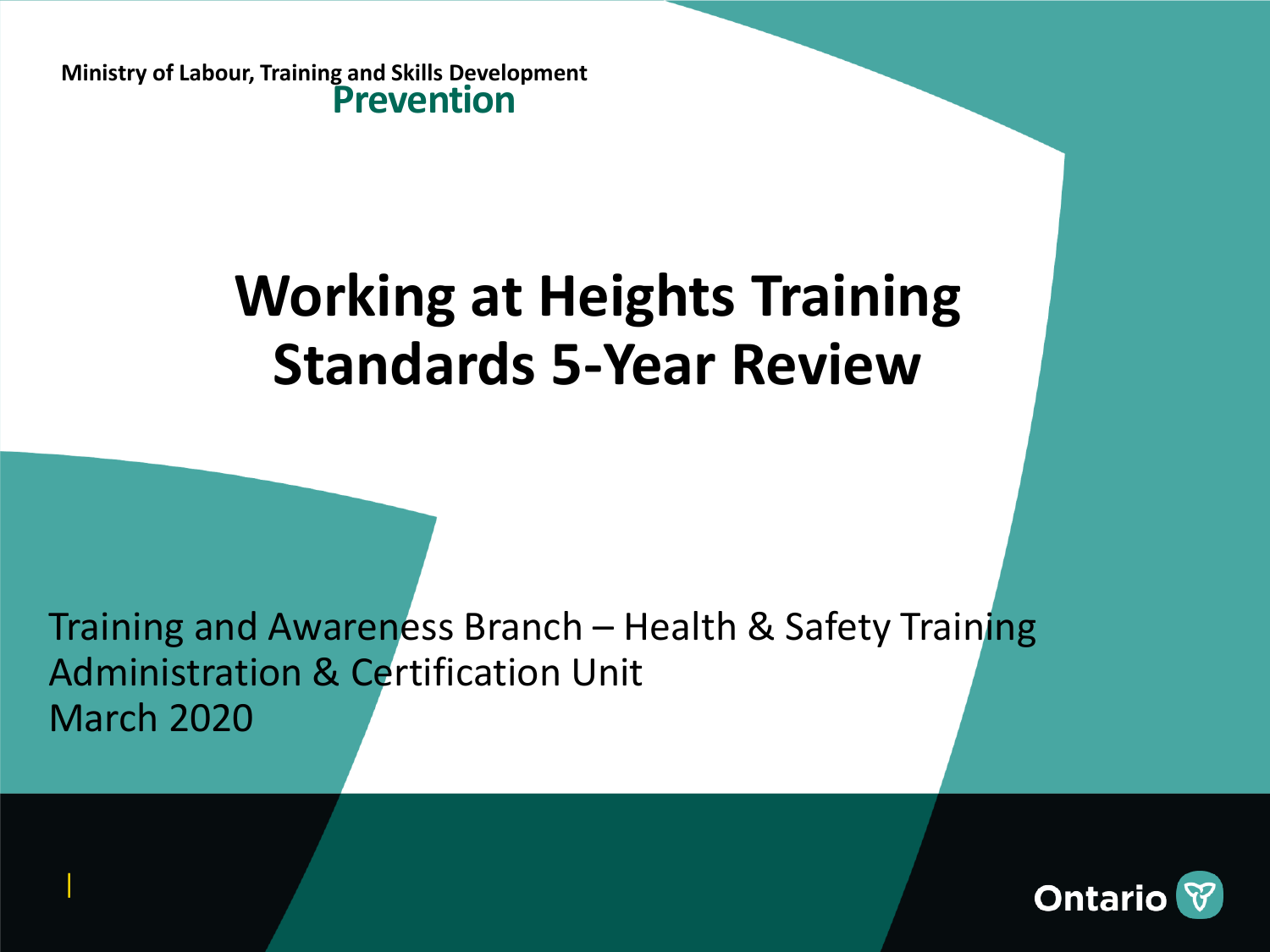Ministry of Labour, Training and Skills Development
**Prevention**

# Working at Heights Training Standards 5-Year Review

Training and Awareness Branch – Health & Safety Training Administration & Certification Unit
March 2020

Ontario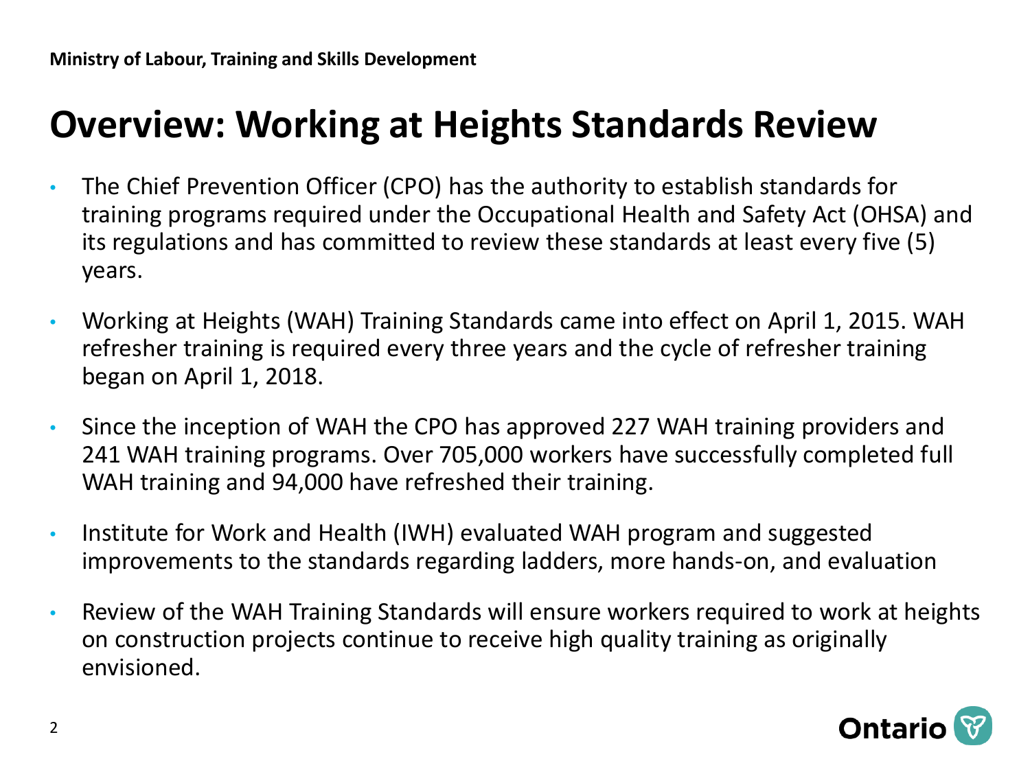Ministry of Labour, Training and Skills Development

# Overview: Working at Heights Standards Review

- The Chief Prevention Officer (CPO) has the authority to establish standards for training programs required under the Occupational Health and Safety Act (OHSA) and its regulations and has committed to review these standards at least every five (5) years.
- Working at Heights (WAH) Training Standards came into effect on April 1, 2015. WAH refresher training is required every three years and the cycle of refresher training began on April 1, 2018.
- Since the inception of WAH the CPO has approved 227 WAH training providers and 241 WAH training programs. Over 705,000 workers have successfully completed full WAH training and 94,000 have refreshed their training.
- Institute for Work and Health (IWH) evaluated WAH program and suggested improvements to the standards regarding ladders, more hands-on, and evaluation
- Review of the WAH Training Standards will ensure workers required to work at heights on construction projects continue to receive high quality training as originally envisioned.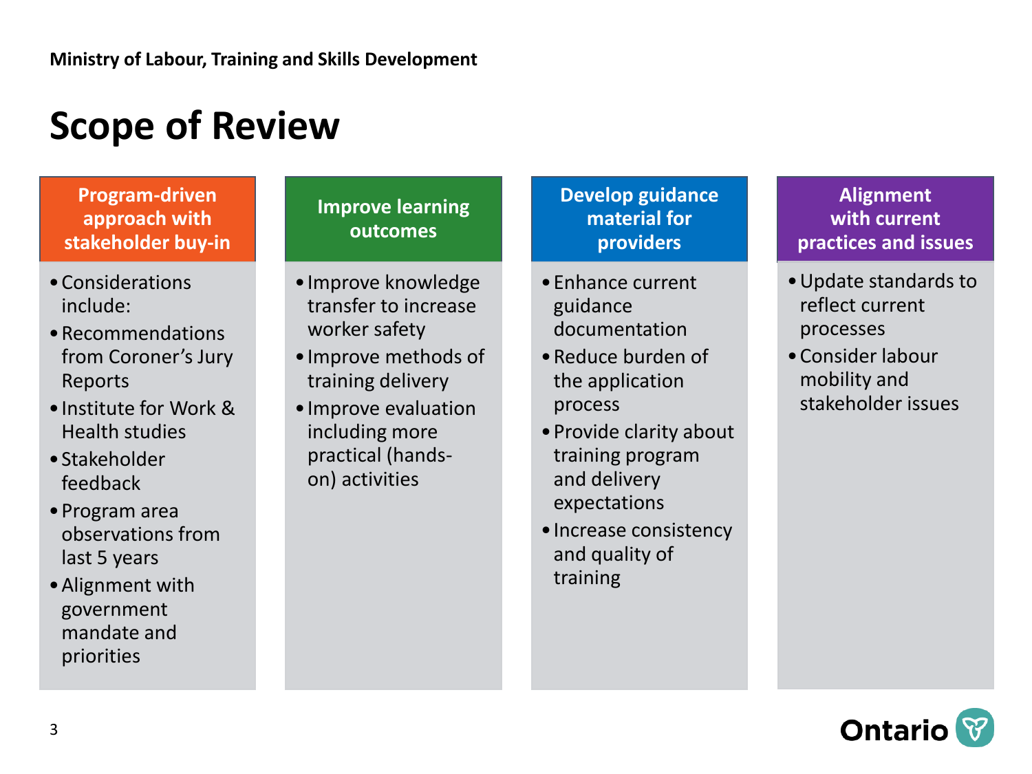Ministry of Labour, Training and Skills Development

# Scope of Review

### Program-driven approach with stakeholder buy-in

- Considerations include:
- Recommendations from Coroner's Jury Reports
- Institute for Work & Health studies
- Stakeholder feedback
- Program area observations from last 5 years
- Alignment with government mandate and priorities

### Improve learning outcomes

- Improve knowledge transfer to increase worker safety
- Improve methods of training delivery
- Improve evaluation including more practical (hands-on) activities

### Develop guidance material for providers

- Enhance current guidance documentation
- Reduce burden of the application process
- Provide clarity about training program and delivery expectations
- Increase consistency and quality of training

### Alignment with current practices and issues

- Update standards to reflect current processes
- Consider labour mobility and stakeholder issues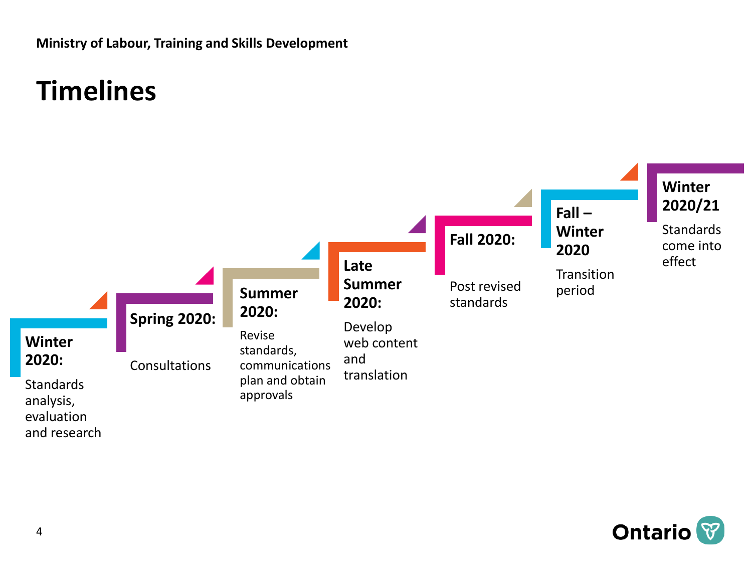Ministry of Labour, Training and Skills Development

# Timelines

**Winter 2020:** Standards analysis, evaluation and research

**Spring 2020:** Consultations

**Summer 2020:** Revise standards, communications plan and obtain approvals

**Late Summer 2020:** Develop web content and translation

**Fall 2020:** Post revised standards

**Fall – Winter 2020** Transition period

**Winter 2020/21** Standards come into effect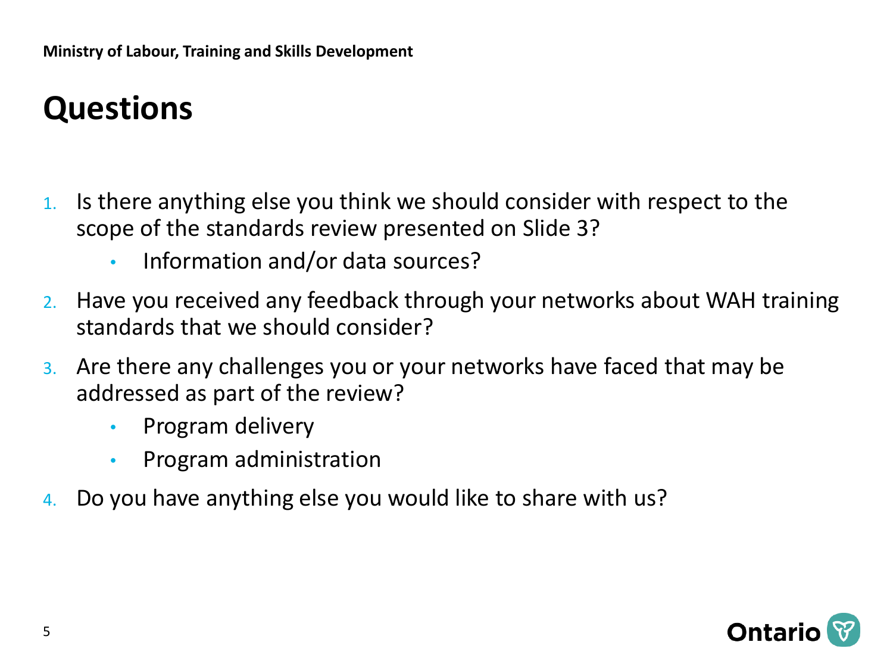# Questions

1. Is there anything else you think we should consider with respect to the scope of the standards review presented on Slide 3?
   - Information and/or data sources?
2. Have you received any feedback through your networks about WAH training standards that we should consider?
3. Are there any challenges you or your networks have faced that may be addressed as part of the review?
   - Program delivery
   - Program administration
4. Do you have anything else you would like to share with us?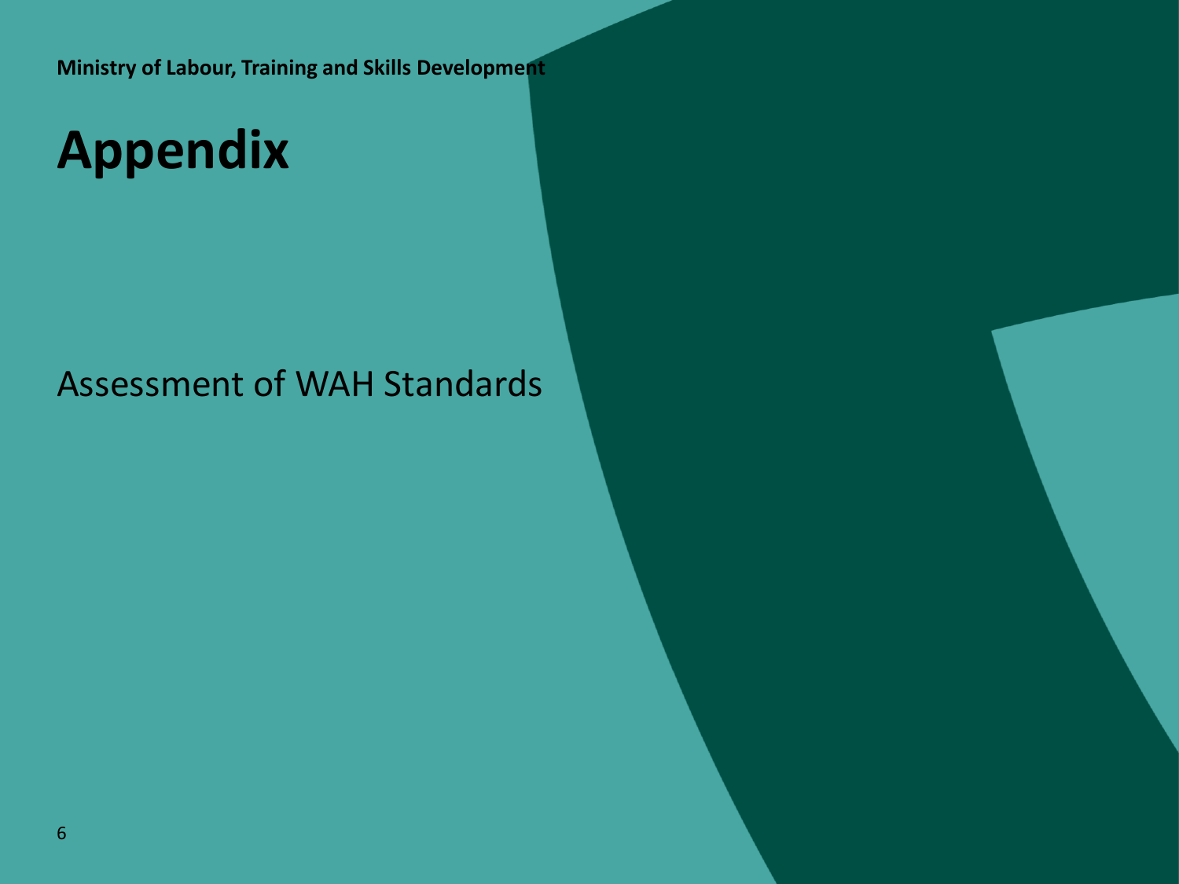**Ministry of Labour, Training and Skills Development**

# Appendix

Assessment of WAH Standards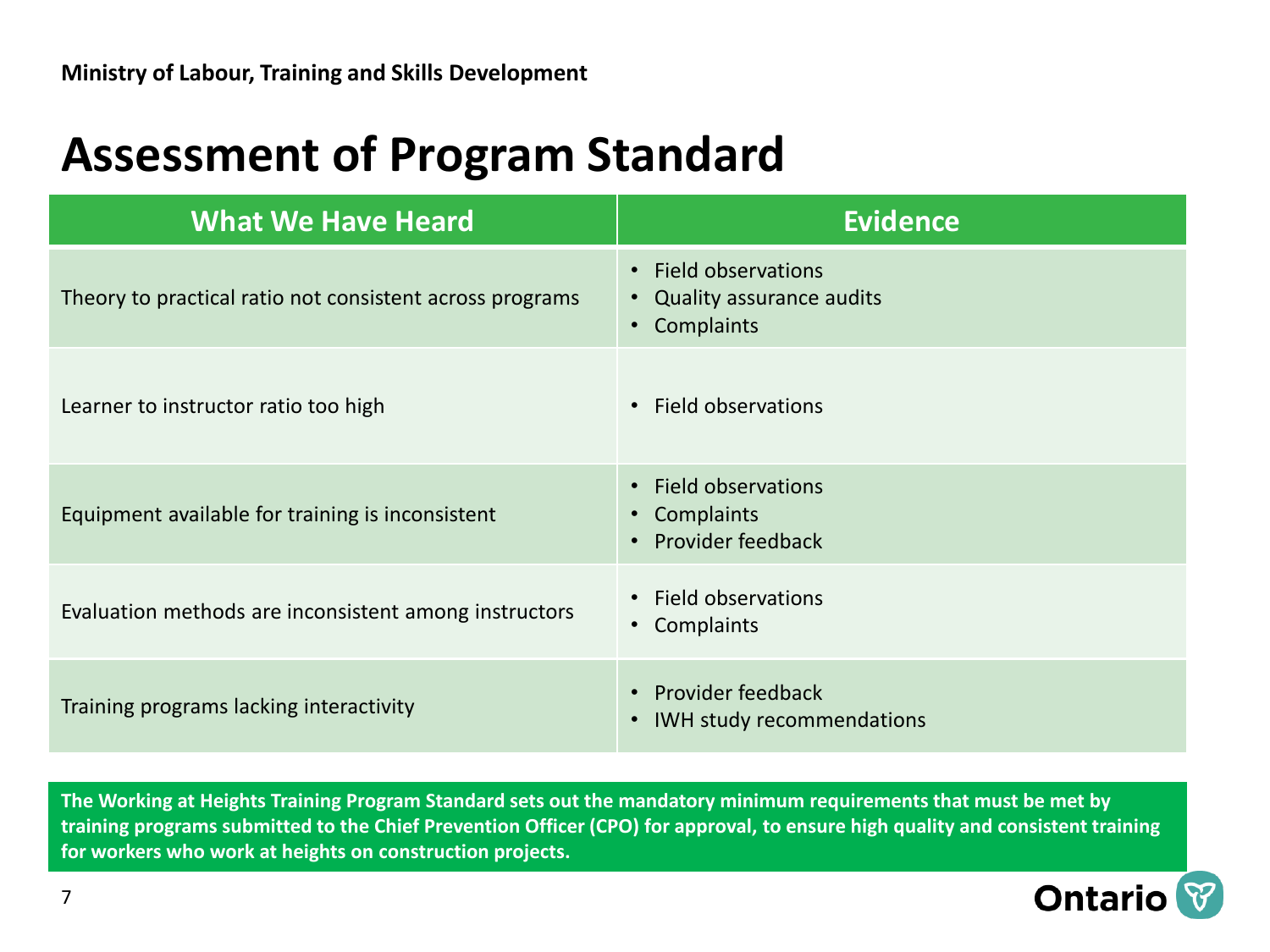**Ministry of Labour, Training and Skills Development**

# Assessment of Program Standard

| What We Have Heard | Evidence |
|---|---|
| Theory to practical ratio not consistent across programs | • Field observations<br>• Quality assurance audits<br>• Complaints |
| Learner to instructor ratio too high | • Field observations |
| Equipment available for training is inconsistent | • Field observations<br>• Complaints<br>• Provider feedback |
| Evaluation methods are inconsistent among instructors | • Field observations<br>• Complaints |
| Training programs lacking interactivity | • Provider feedback<br>• IWH study recommendations |

**The Working at Heights Training Program Standard sets out the mandatory minimum requirements that must be met by training programs submitted to the Chief Prevention Officer (CPO) for approval, to ensure high quality and consistent training for workers who work at heights on construction projects.**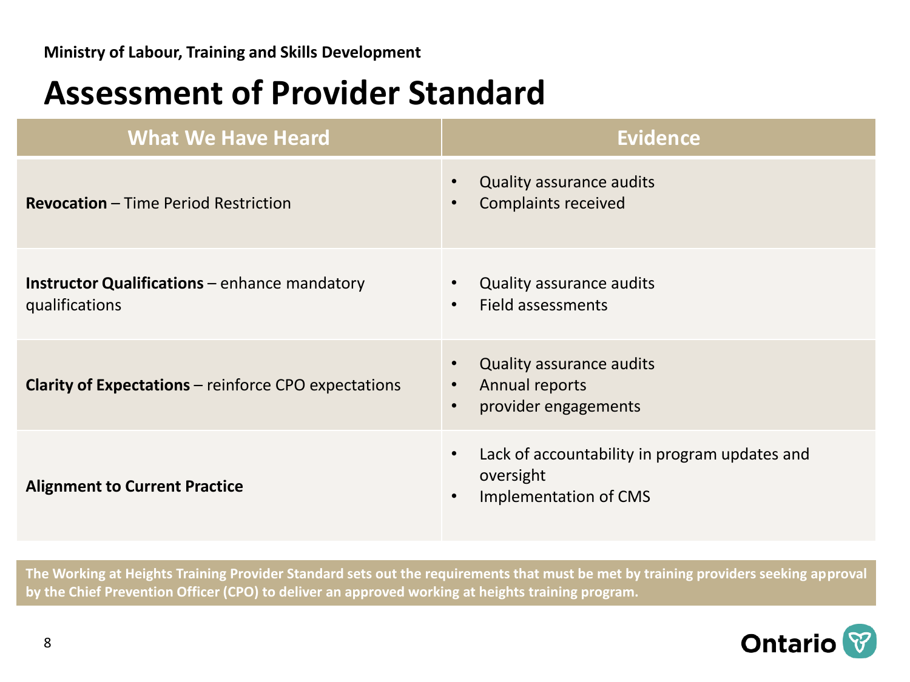Ministry of Labour, Training and Skills Development

# Assessment of Provider Standard

| What We Have Heard | Evidence |
| --- | --- |
| **Revocation** – Time Period Restriction | • Quality assurance audits<br>• Complaints received |
| **Instructor Qualifications** – enhance mandatory qualifications | • Quality assurance audits<br>• Field assessments |
| **Clarity of Expectations** – reinforce CPO expectations | • Quality assurance audits<br>• Annual reports<br>• provider engagements |
| **Alignment to Current Practice** | • Lack of accountability in program updates and oversight<br>• Implementation of CMS |

**The Working at Heights Training Provider Standard sets out the requirements that must be met by training providers seeking approval by the Chief Prevention Officer (CPO) to deliver an approved working at heights training program.**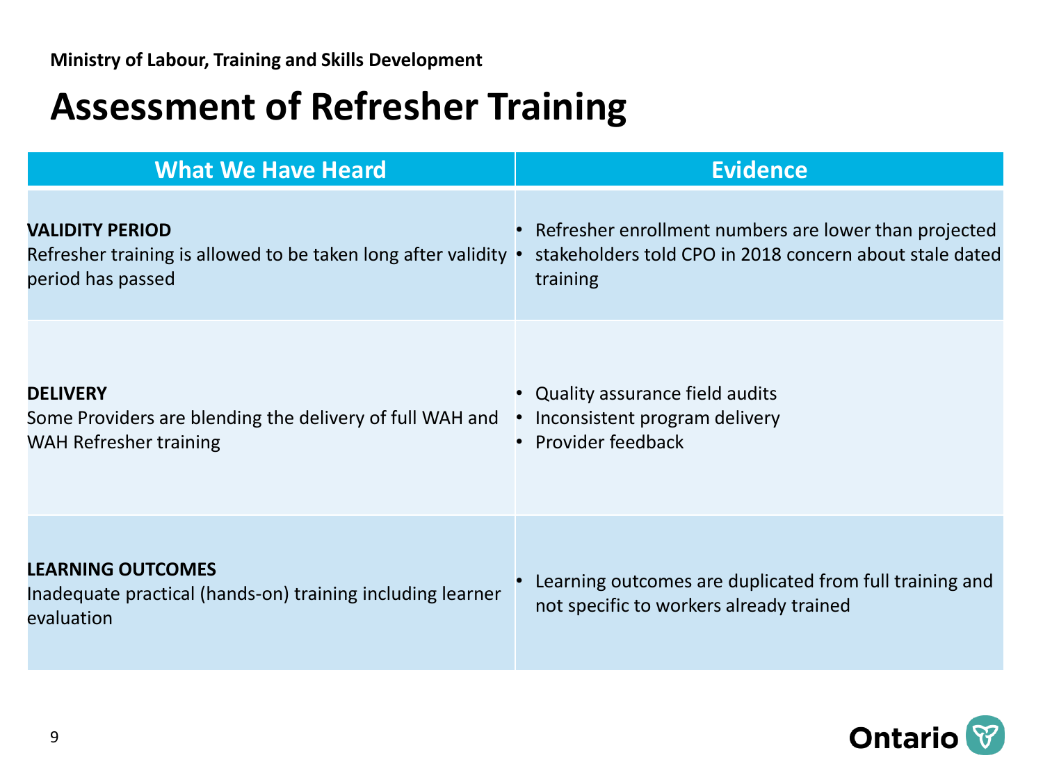**Ministry of Labour, Training and Skills Development**

# Assessment of Refresher Training

| What We Have Heard | Evidence |
|---|---|
| **VALIDITY PERIOD**<br>Refresher training is allowed to be taken long after validity period has passed | • Refresher enrollment numbers are lower than projected<br>• stakeholders told CPO in 2018 concern about stale dated training |
| **DELIVERY**<br>Some Providers are blending the delivery of full WAH and WAH Refresher training | • Quality assurance field audits<br>• Inconsistent program delivery<br>• Provider feedback |
| **LEARNING OUTCOMES**<br>Inadequate practical (hands-on) training including learner evaluation | • Learning outcomes are duplicated from full training and not specific to workers already trained |